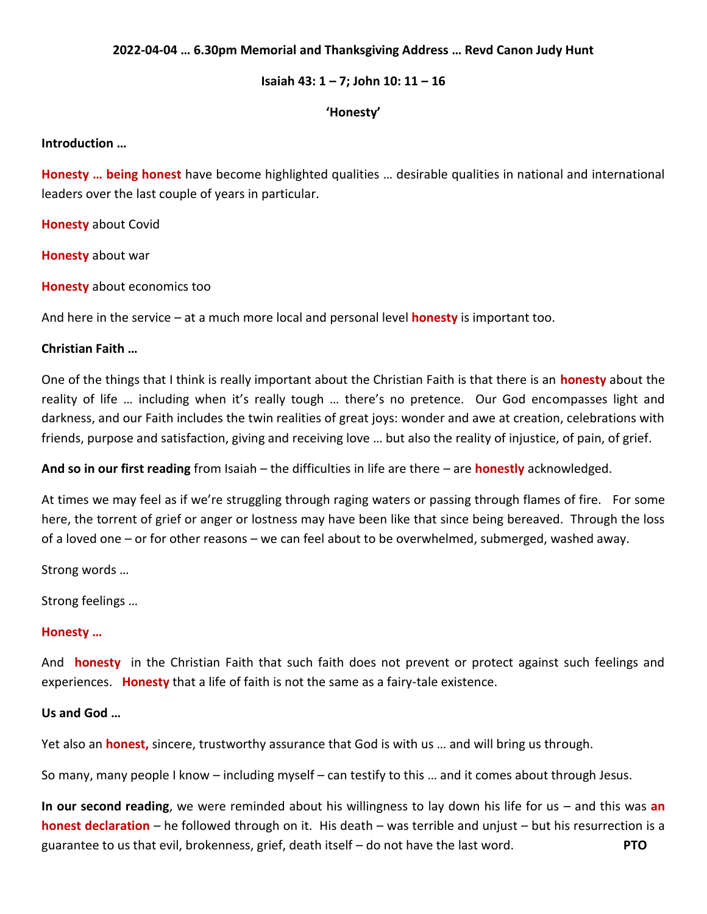**2022-04-04 … 6.30pm Memorial and Thanksgiving Address … Revd Canon Judy Hunt**

**Isaiah 43: 1 – 7; John 10: 11 – 16**

**'Honesty'**

**Introduction …**

**Honesty … being honest** have become highlighted qualities … desirable qualities in national and international leaders over the last couple of years in particular.

**Honesty** about Covid

**Honesty** about war

**Honesty** about economics too

And here in the service – at a much more local and personal level **honesty** is important too.

**Christian Faith …**

One of the things that I think is really important about the Christian Faith is that there is an **honesty** about the reality of life … including when it's really tough … there's no pretence. Our God encompasses light and darkness, and our Faith includes the twin realities of great joys: wonder and awe at creation, celebrations with friends, purpose and satisfaction, giving and receiving love … but also the reality of injustice, of pain, of grief.

**And so in our first reading** from Isaiah – the difficulties in life are there – are **honestly** acknowledged.

At times we may feel as if we're struggling through raging waters or passing through flames of fire. For some here, the torrent of grief or anger or lostness may have been like that since being bereaved. Through the loss of a loved one – or for other reasons – we can feel about to be overwhelmed, submerged, washed away.

Strong words …

Strong feelings …

**Honesty …**

And **honesty** in the Christian Faith that such faith does not prevent or protect against such feelings and experiences. **Honesty** that a life of faith is not the same as a fairy-tale existence.

**Us and God …**

Yet also an **honest,** sincere, trustworthy assurance that God is with us … and will bring us through.

So many, many people I know – including myself – can testify to this … and it comes about through Jesus.

**In our second reading**, we were reminded about his willingness to lay down his life for us – and this was **an honest declaration** – he followed through on it. His death – was terrible and unjust – but his resurrection is a guarantee to us that evil, brokenness, grief, death itself – do not have the last word. **PTO**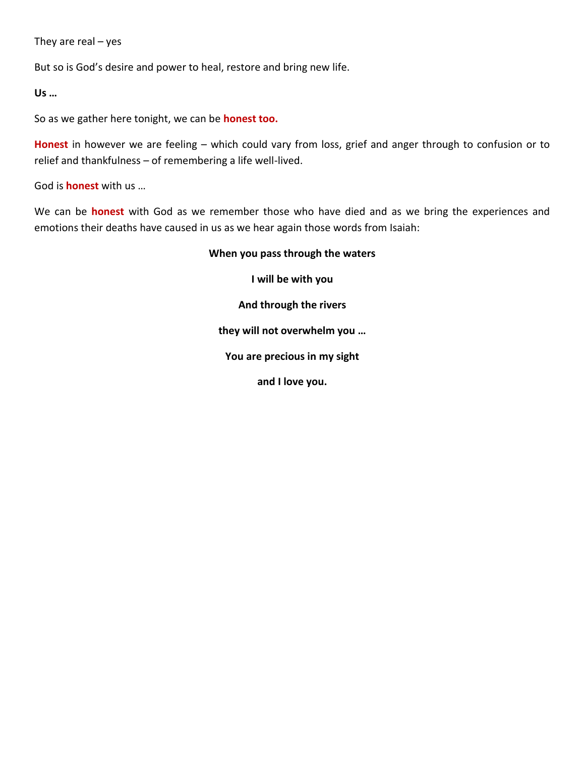They are real – yes

But so is God's desire and power to heal, restore and bring new life.

**Us …**

So as we gather here tonight, we can be **honest too.**

**Honest** in however we are feeling – which could vary from loss, grief and anger through to confusion or to relief and thankfulness – of remembering a life well-lived.

God is **honest** with us …

We can be **honest** with God as we remember those who have died and as we bring the experiences and emotions their deaths have caused in us as we hear again those words from Isaiah:

**When you pass through the waters**

**I will be with you**

**And through the rivers**

**they will not overwhelm you …**

**You are precious in my sight**

**and I love you.**